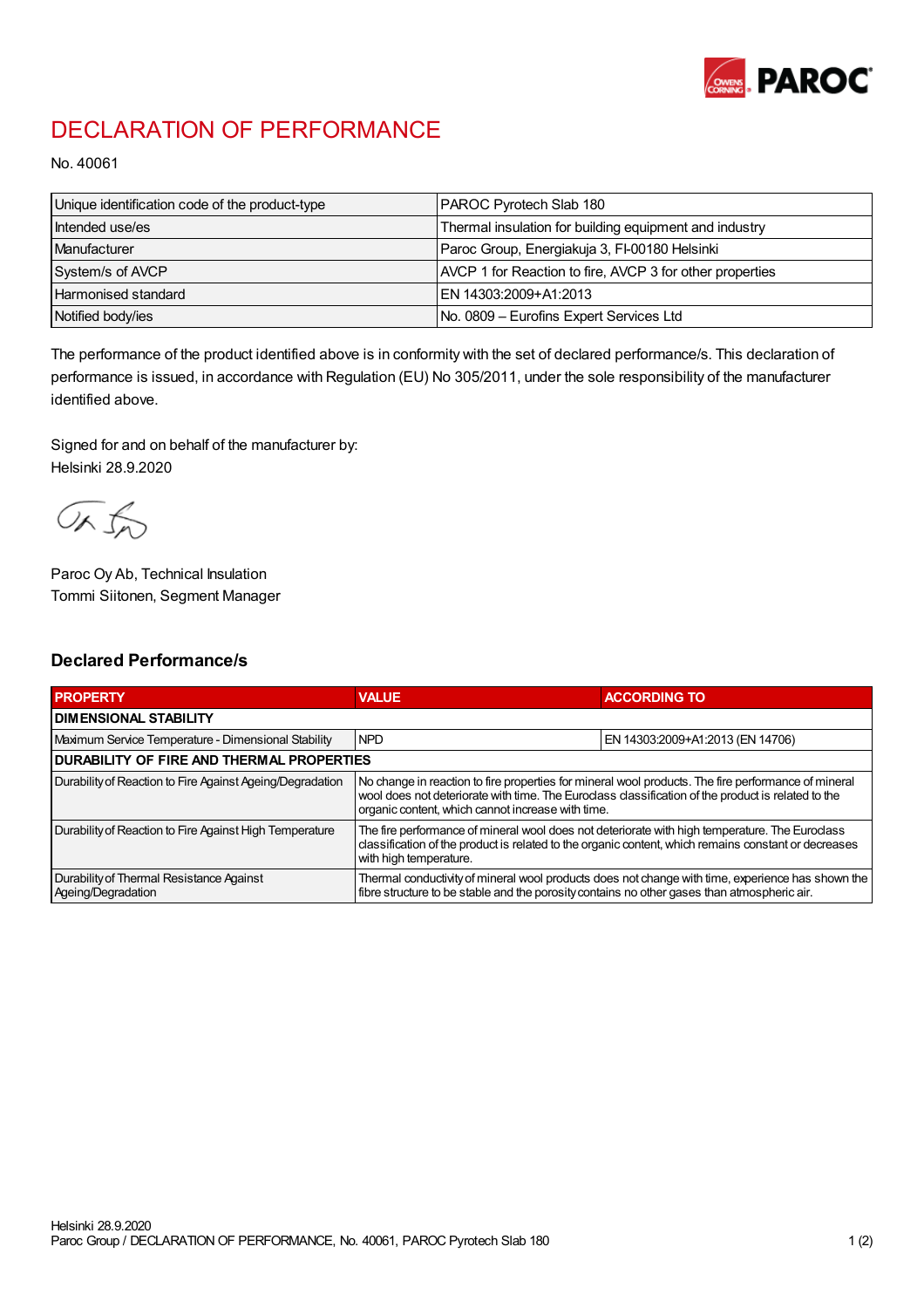# DECLARATION OF PERFORMANCE

No. 40061

| Unique identification code of the product-type | PAROC Pyrotech Slab 180 |
|---|---|
| Intended use/es | Thermal insulation for building equipment and industry |
| Manufacturer | Paroc Group, Energiakuja 3, FI-00180 Helsinki |
| System/s of AVCP | AVCP 1 for Reaction to fire, AVCP 3 for other properties |
| Harmonised standard | EN 14303:2009+A1:2013 |
| Notified body/ies | No. 0809 – Eurofins Expert Services Ltd |

The performance of the product identified above is in conformity with the set of declared performance/s. This declaration of performance is issued, in accordance with Regulation (EU) No 305/2011, under the sole responsibility of the manufacturer identified above.

Signed for and on behalf of the manufacturer by:
Helsinki 28.9.2020

Paroc Oy Ab, Technical Insulation
Tommi Siitonen, Segment Manager

## Declared Performance/s

| PROPERTY | VALUE | ACCORDING TO |
|---|---|---|
| **DIMENSIONAL STABILITY** | | |
| Maximum Service Temperature - Dimensional Stability | NPD | EN 14303:2009+A1:2013 (EN 14706) |
| **DURABILITY OF FIRE AND THERMAL PROPERTIES** | | |
| Durability of Reaction to Fire Against Ageing/Degradation | No change in reaction to fire properties for mineral wool products. The fire performance of mineral wool does not deteriorate with time. The Euroclass classification of the product is related to the organic content, which cannot increase with time. | |
| Durability of Reaction to Fire Against High Temperature | The fire performance of mineral wool does not deteriorate with high temperature. The Euroclass classification of the product is related to the organic content, which remains constant or decreases with high temperature. | |
| Durability of Thermal Resistance Against Ageing/Degradation | Thermal conductivity of mineral wool products does not change with time, experience has shown the fibre structure to be stable and the porosity contains no other gases than atmospheric air. | |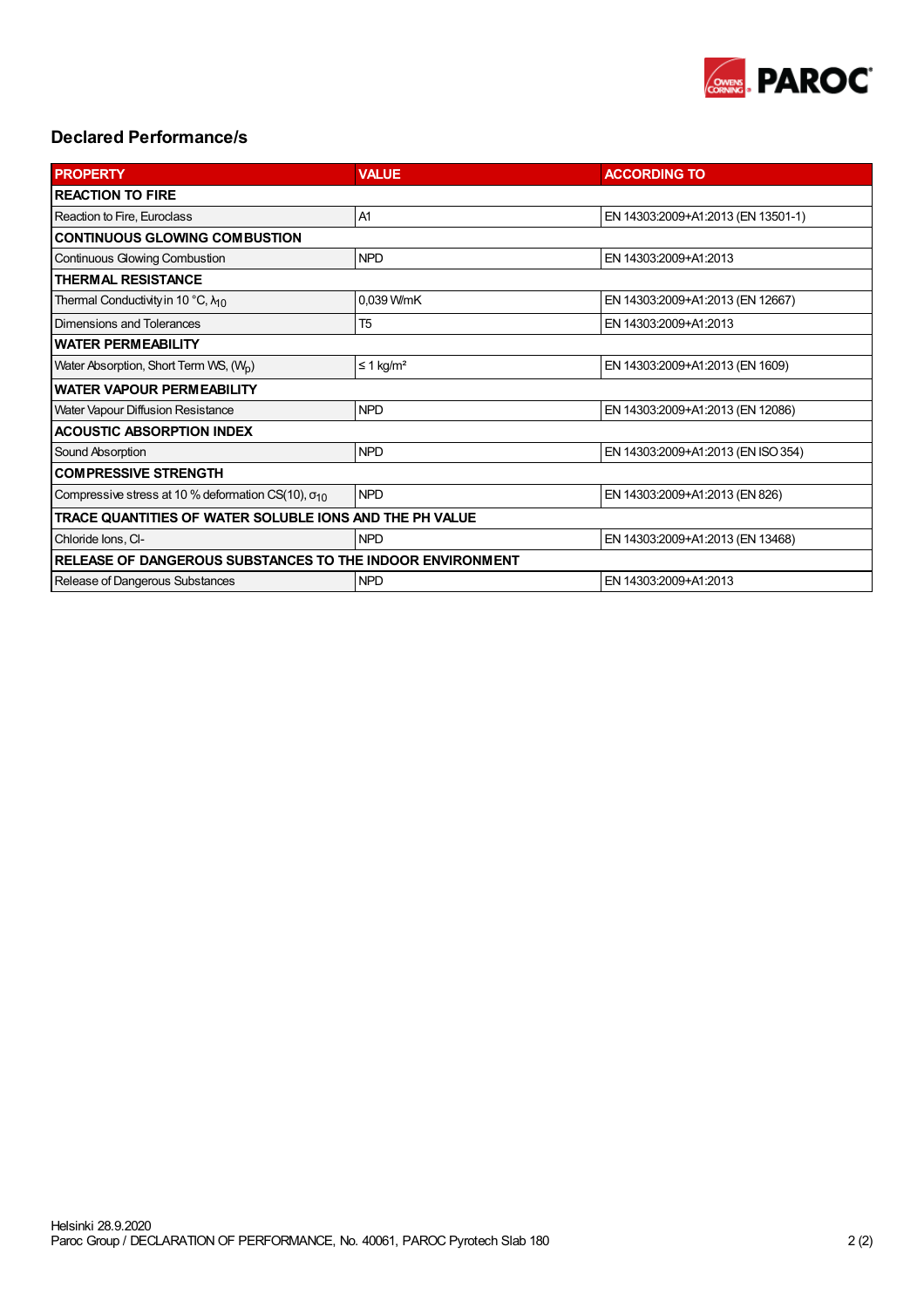## Declared Performance/s

| PROPERTY | VALUE | ACCORDING TO |
|---|---|---|
| **REACTION TO FIRE** | | |
| Reaction to Fire, Euroclass | A1 | EN 14303:2009+A1:2013 (EN 13501-1) |
| **CONTINUOUS GLOWING COMBUSTION** | | |
| Continuous Glowing Combustion | NPD | EN 14303:2009+A1:2013 |
| **THERMAL RESISTANCE** | | |
| Thermal Conductivity in 10 °C, $\lambda_{10}$ | 0,039 W/mK | EN 14303:2009+A1:2013 (EN 12667) |
| Dimensions and Tolerances | T5 | EN 14303:2009+A1:2013 |
| **WATER PERMEABILITY** | | |
| Water Absorption, Short Term WS, ($W_p$) | ≤ 1 kg/m² | EN 14303:2009+A1:2013 (EN 1609) |
| **WATER VAPOUR PERMEABILITY** | | |
| Water Vapour Diffusion Resistance | NPD | EN 14303:2009+A1:2013 (EN 12086) |
| **ACOUSTIC ABSORPTION INDEX** | | |
| Sound Absorption | NPD | EN 14303:2009+A1:2013 (EN ISO 354) |
| **COMPRESSIVE STRENGTH** | | |
| Compressive stress at 10 % deformation CS(10), $\sigma_{10}$ | NPD | EN 14303:2009+A1:2013 (EN 826) |
| **TRACE QUANTITIES OF WATER SOLUBLE IONS AND THE PH VALUE** | | |
| Chloride Ions, Cl- | NPD | EN 14303:2009+A1:2013 (EN 13468) |
| **RELEASE OF DANGEROUS SUBSTANCES TO THE INDOOR ENVIRONMENT** | | |
| Release of Dangerous Substances | NPD | EN 14303:2009+A1:2013 |

Helsinki 28.9.2020
Paroc Group / DECLARATION OF PERFORMANCE, No. 40061, PAROC Pyrotech Slab 180